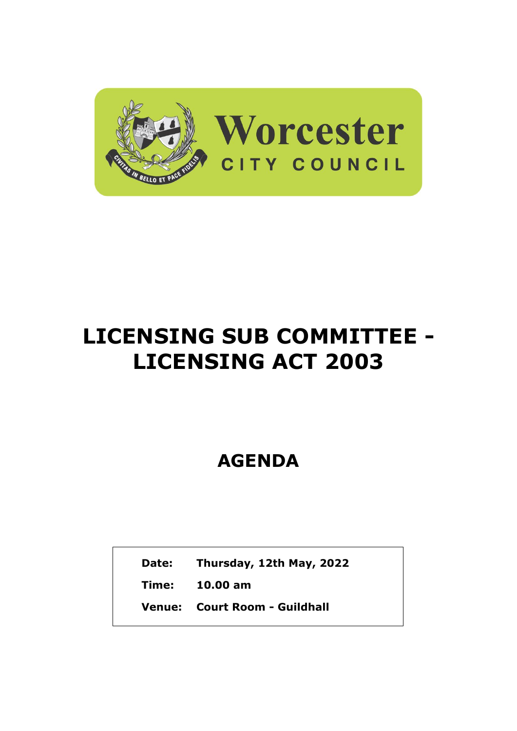Worcester

CITY COUNCIL

# LICENSING SUB COMMITTEE - LICENSING ACT 2003

## AGENDA

| | |
|---|---|
| **Date:** | **Thursday, 12th May, 2022** |
| **Time:** | **10.00 am** |
| **Venue:** | **Court Room - Guildhall** |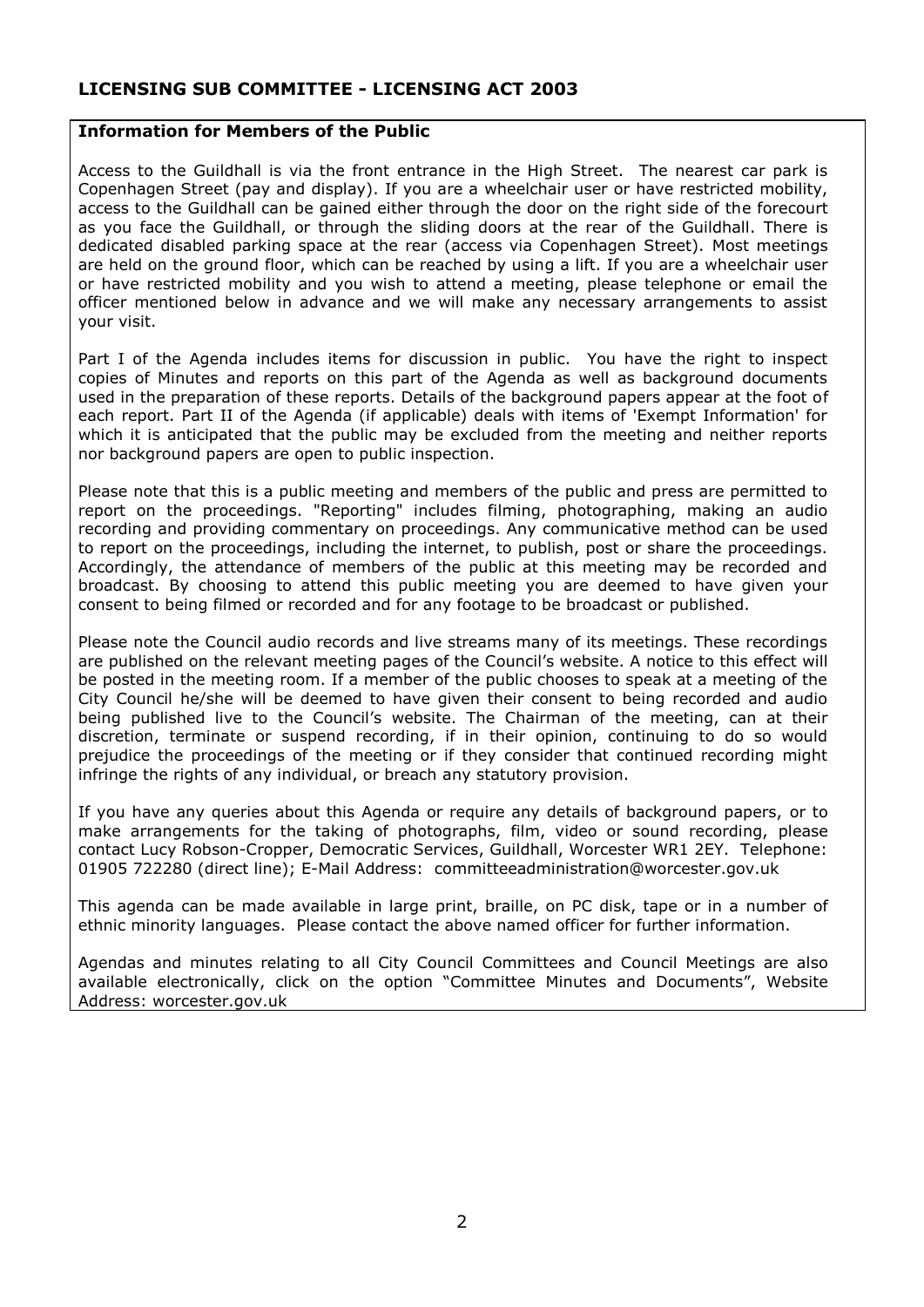## LICENSING SUB COMMITTEE - LICENSING ACT 2003

### Information for Members of the Public

Access to the Guildhall is via the front entrance in the High Street. The nearest car park is Copenhagen Street (pay and display). If you are a wheelchair user or have restricted mobility, access to the Guildhall can be gained either through the door on the right side of the forecourt as you face the Guildhall, or through the sliding doors at the rear of the Guildhall. There is dedicated disabled parking space at the rear (access via Copenhagen Street). Most meetings are held on the ground floor, which can be reached by using a lift. If you are a wheelchair user or have restricted mobility and you wish to attend a meeting, please telephone or email the officer mentioned below in advance and we will make any necessary arrangements to assist your visit.

Part I of the Agenda includes items for discussion in public. You have the right to inspect copies of Minutes and reports on this part of the Agenda as well as background documents used in the preparation of these reports. Details of the background papers appear at the foot of each report. Part II of the Agenda (if applicable) deals with items of 'Exempt Information' for which it is anticipated that the public may be excluded from the meeting and neither reports nor background papers are open to public inspection.

Please note that this is a public meeting and members of the public and press are permitted to report on the proceedings. "Reporting" includes filming, photographing, making an audio recording and providing commentary on proceedings. Any communicative method can be used to report on the proceedings, including the internet, to publish, post or share the proceedings. Accordingly, the attendance of members of the public at this meeting may be recorded and broadcast. By choosing to attend this public meeting you are deemed to have given your consent to being filmed or recorded and for any footage to be broadcast or published.

Please note the Council audio records and live streams many of its meetings. These recordings are published on the relevant meeting pages of the Council's website. A notice to this effect will be posted in the meeting room. If a member of the public chooses to speak at a meeting of the City Council he/she will be deemed to have given their consent to being recorded and audio being published live to the Council's website. The Chairman of the meeting, can at their discretion, terminate or suspend recording, if in their opinion, continuing to do so would prejudice the proceedings of the meeting or if they consider that continued recording might infringe the rights of any individual, or breach any statutory provision.

If you have any queries about this Agenda or require any details of background papers, or to make arrangements for the taking of photographs, film, video or sound recording, please contact Lucy Robson-Cropper, Democratic Services, Guildhall, Worcester WR1 2EY. Telephone: 01905 722280 (direct line); E-Mail Address: committeeadministration@worcester.gov.uk

This agenda can be made available in large print, braille, on PC disk, tape or in a number of ethnic minority languages. Please contact the above named officer for further information.

Agendas and minutes relating to all City Council Committees and Council Meetings are also available electronically, click on the option "Committee Minutes and Documents", Website Address: worcester.gov.uk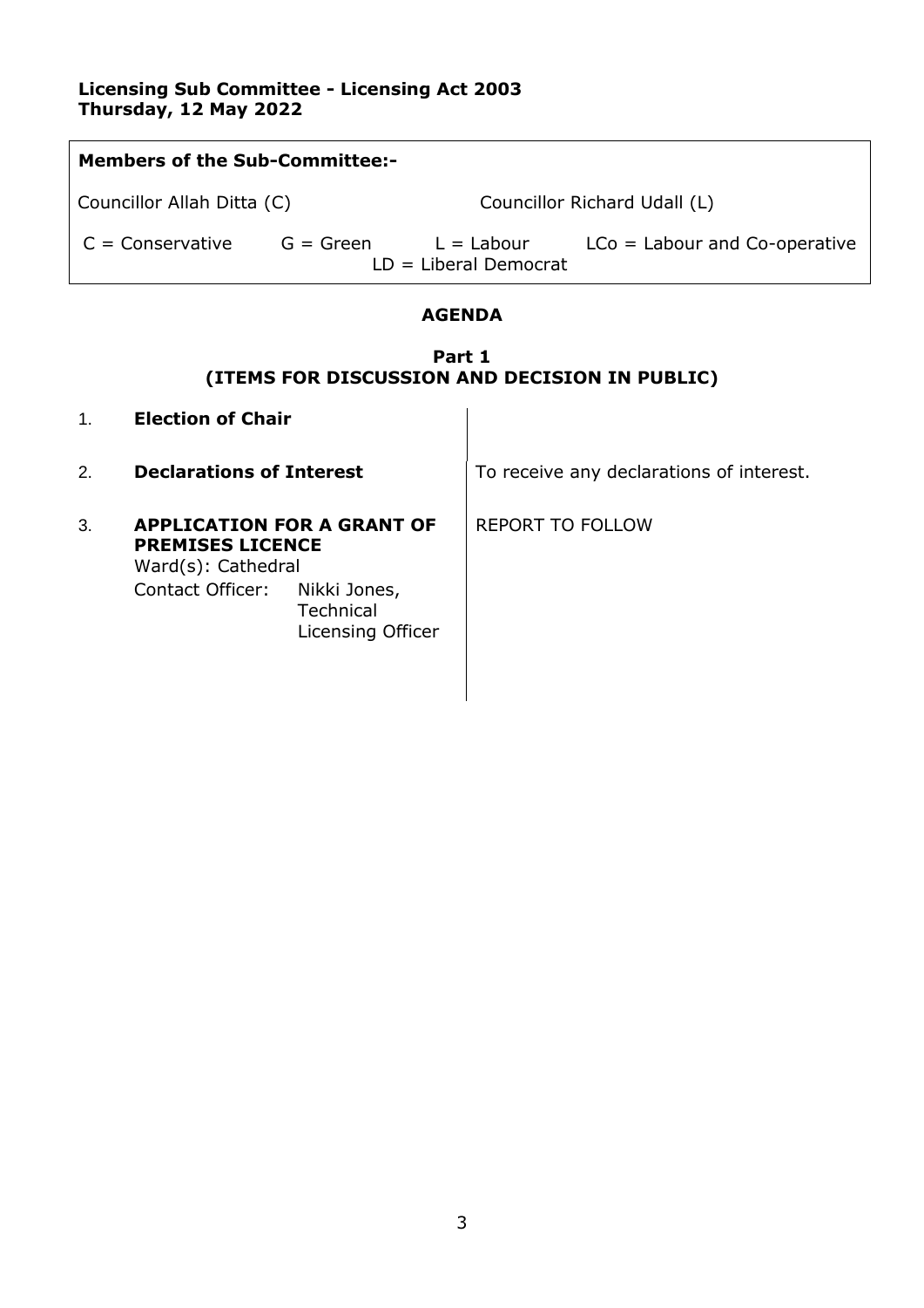**Licensing Sub Committee - Licensing Act 2003**
**Thursday, 12 May 2022**

**Members of the Sub-Committee:-**

Councillor Allah Ditta (C)

Councillor Richard Udall (L)

C = Conservative G = Green L = Labour LCo = Labour and Co-operative LD = Liberal Democrat

## AGENDA

### Part 1
### (ITEMS FOR DISCUSSION AND DECISION IN PUBLIC)

| | | |
|---|---|---|
| 1. | **Election of Chair** | |
| 2. | **Declarations of Interest** | To receive any declarations of interest. |
| 3. | **APPLICATION FOR A GRANT OF PREMISES LICENCE**<br>Ward(s): Cathedral<br>Contact Officer: Nikki Jones, Technical Licensing Officer | REPORT TO FOLLOW |